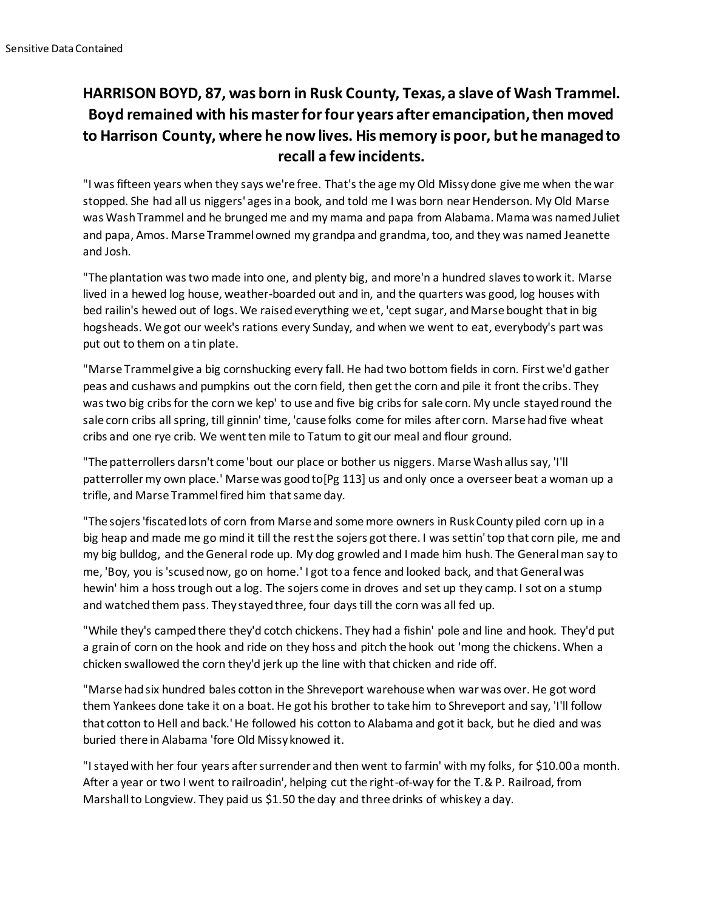Sensitive Data Contained

# HARRISON BOYD, 87, was born in Rusk County, Texas, a slave of Wash Trammel. Boyd remained with his master for four years after emancipation, then moved to Harrison County, where he now lives. His memory is poor, but he managed to recall a few incidents.

"I was fifteen years when they says we're free. That's the age my Old Missy done give me when the war stopped. She had all us niggers' ages in a book, and told me I was born near Henderson. My Old Marse was Wash Trammel and he brunged me and my mama and papa from Alabama. Mama was named Juliet and papa, Amos. Marse Trammel owned my grandpa and grandma, too, and they was named Jeanette and Josh.

"The plantation was two made into one, and plenty big, and more'n a hundred slaves to work it. Marse lived in a hewed log house, weather-boarded out and in, and the quarters was good, log houses with bed railin's hewed out of logs. We raised everything we et, 'cept sugar, and Marse bought that in big hogsheads. We got our week's rations every Sunday, and when we went to eat, everybody's part was put out to them on a tin plate.

"Marse Trammel give a big cornshucking every fall. He had two bottom fields in corn. First we'd gather peas and cushaws and pumpkins out the corn field, then get the corn and pile it front the cribs. They was two big cribs for the corn we kep' to use and five big cribs for sale corn. My uncle stayed round the sale corn cribs all spring, till ginnin' time, 'cause folks come for miles after corn. Marse had five wheat cribs and one rye crib. We went ten mile to Tatum to git our meal and flour ground.

"The patterrollers darsn't come 'bout our place or bother us niggers. Marse Wash allus say, 'I'll patterroller my own place.' Marse was good to[Pg 113] us and only once a overseer beat a woman up a trifle, and Marse Trammel fired him that same day.

"The sojers 'fiscated lots of corn from Marse and some more owners in Rusk County piled corn up in a big heap and made me go mind it till the rest the sojers got there. I was settin' top that corn pile, me and my big bulldog, and the General rode up. My dog growled and I made him hush. The General man say to me, 'Boy, you is 'scused now, go on home.' I got to a fence and looked back, and that General was hewin' him a hoss trough out a log. The sojers come in droves and set up they camp. I sot on a stump and watched them pass. They stayed three, four days till the corn was all fed up.

"While they's camped there they'd cotch chickens. They had a fishin' pole and line and hook. They'd put a grain of corn on the hook and ride on they hoss and pitch the hook out 'mong the chickens. When a chicken swallowed the corn they'd jerk up the line with that chicken and ride off.

"Marse had six hundred bales cotton in the Shreveport warehouse when war was over. He got word them Yankees done take it on a boat. He got his brother to take him to Shreveport and say, 'I'll follow that cotton to Hell and back.' He followed his cotton to Alabama and got it back, but he died and was buried there in Alabama 'fore Old Missy knowed it.

"I stayed with her four years after surrender and then went to farmin' with my folks, for $10.00 a month. After a year or two I went to railroadin', helping cut the right-of-way for the T.& P. Railroad, from Marshall to Longview. They paid us $1.50 the day and three drinks of whiskey a day.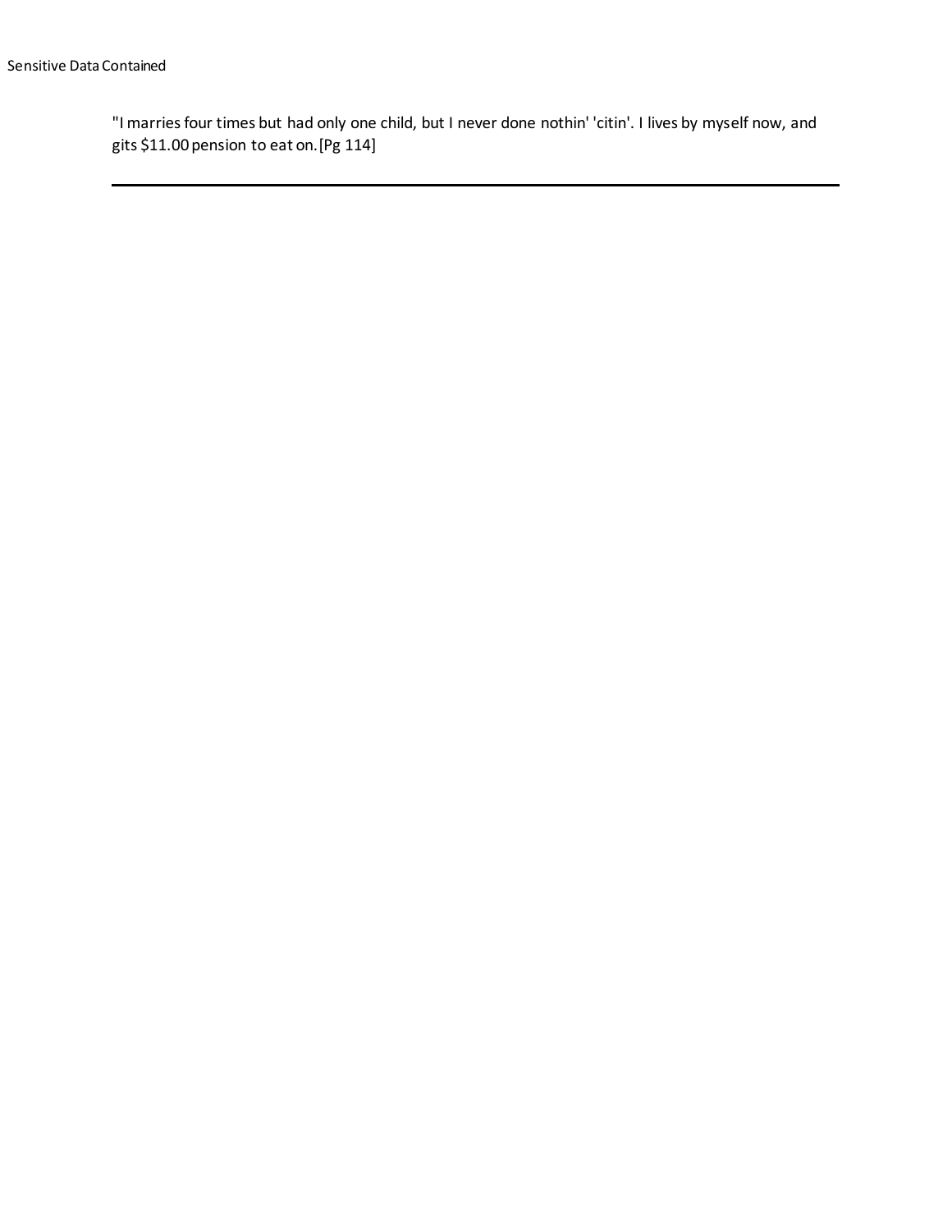"I marries four times but had only one child, but I never done nothin' 'citin'. I lives by myself now, and gits $11.00 pension to eat on.[Pg 114]

---